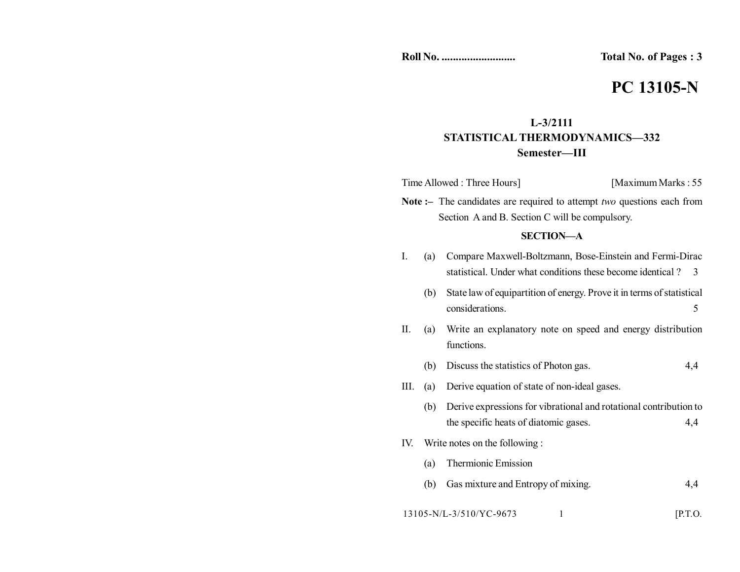**Roll No. ..........................** **Total No. of Pages : 3**

# PC 13105-N

**L-3/2111**
**STATISTICAL THERMODYNAMICS—332**
**Semester—III**

Time Allowed : Three Hours] [Maximum Marks : 55

**Note :–** The candidates are required to attempt *two* questions each from Section A and B. Section C will be compulsory.

## SECTION—A

I. (a) Compare Maxwell-Boltzmann, Bose-Einstein and Fermi-Dirac statistical. Under what conditions these become identical ? 3

(b) State law of equipartition of energy. Prove it in terms of statistical considerations. 5

II. (a) Write an explanatory note on speed and energy distribution functions.

(b) Discuss the statistics of Photon gas. 4,4

III. (a) Derive equation of state of non-ideal gases.

(b) Derive expressions for vibrational and rotational contribution to the specific heats of diatomic gases. 4,4

IV. Write notes on the following :

(a) Thermionic Emission

(b) Gas mixture and Entropy of mixing. 4,4

13105-N/L-3/510/YC-9673 [P.T.O.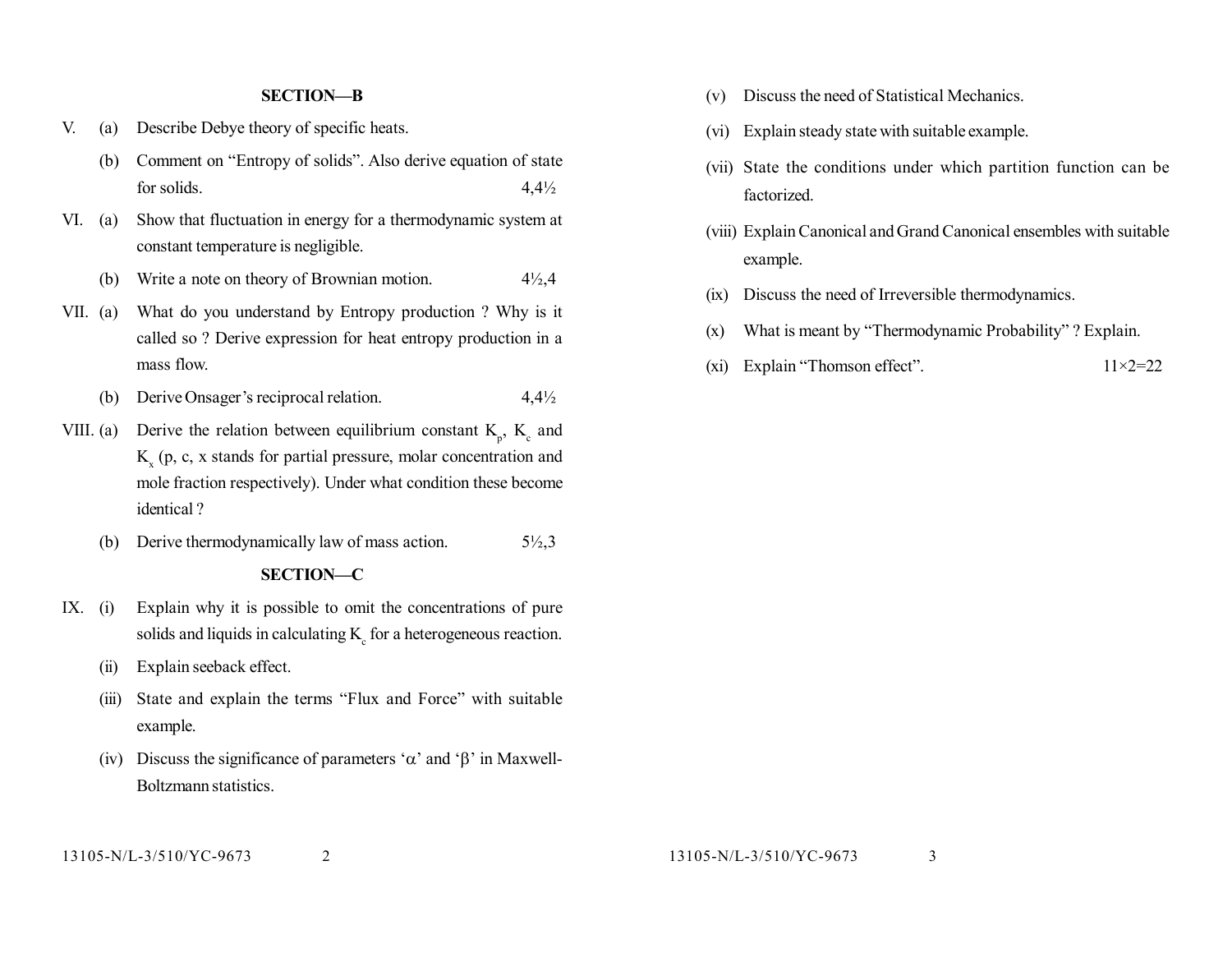## SECTION—B

V. (a) Describe Debye theory of specific heats.

(b) Comment on "Entropy of solids". Also derive equation of state for solids. 4,4½

VI. (a) Show that fluctuation in energy for a thermodynamic system at constant temperature is negligible.

(b) Write a note on theory of Brownian motion. 4½,4

VII. (a) What do you understand by Entropy production ? Why is it called so ? Derive expression for heat entropy production in a mass flow.

(b) Derive Onsager's reciprocal relation. 4,4½

VIII. (a) Derive the relation between equilibrium constant $K_p$, $K_c$ and $K_x$ (p, c, x stands for partial pressure, molar concentration and mole fraction respectively). Under what condition these become identical ?

(b) Derive thermodynamically law of mass action. 5½,3

## SECTION—C

IX. (i) Explain why it is possible to omit the concentrations of pure solids and liquids in calculating $K_c$ for a heterogeneous reaction.

(ii) Explain seeback effect.

(iii) State and explain the terms "Flux and Force" with suitable example.

(iv) Discuss the significance of parameters '$\alpha$' and '$\beta$' in Maxwell-Boltzmann statistics.

(v) Discuss the need of Statistical Mechanics.

(vi) Explain steady state with suitable example.

(vii) State the conditions under which partition function can be factorized.

(viii) Explain Canonical and Grand Canonical ensembles with suitable example.

(ix) Discuss the need of Irreversible thermodynamics.

(x) What is meant by "Thermodynamic Probability" ? Explain.

(xi) Explain "Thomson effect". 11×2=22